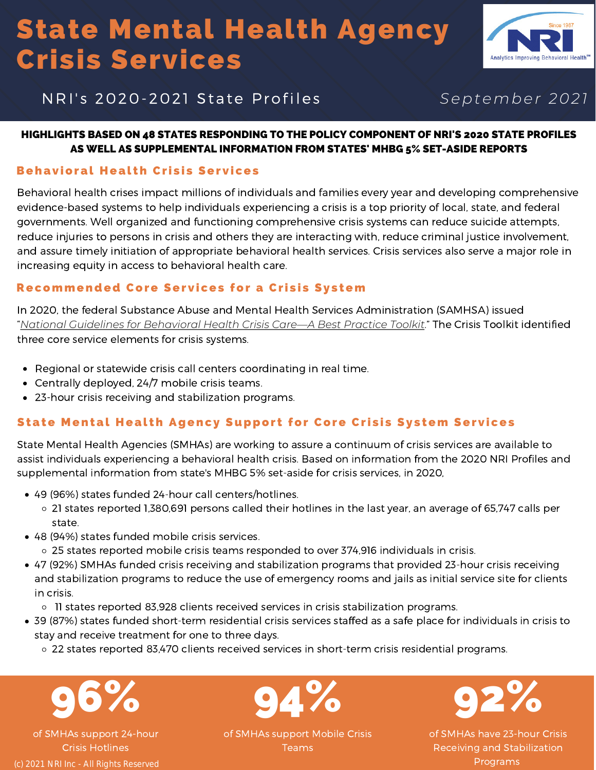# State Mental Health Agency Crisis Services

NRI's 2020-2021 State Profiles

*September 2021*

**HIGHLIGHTS BASED ON 48 STATES RESPONDING TO THE POLICY COMPONENT OF NRI'S 2020 STATE PROFILES AS WELL AS SUPPLEMENTAL INFORMATION FROM STATES' MHBG 5% SET-ASIDE REPORTS**

## Behavioral Health Crisis Services

Behavioral health crises impact millions of individuals and families every year and developing comprehensive evidence-based systems to help individuals experiencing a crisis is a top priority of local, state, and federal governments. Well organized and functioning comprehensive crisis systems can reduce suicide attempts, reduce injuries to persons in crisis and others they are interacting with, reduce criminal justice involvement, and assure timely initiation of appropriate behavioral health services. Crisis services also serve a major role in increasing equity in access to behavioral health care.

## Recommended Core Services for a Crisis System

In 2020, the federal Substance Abuse and Mental Health Services Administration (SAMHSA) issued "*National Guidelines for Behavioral Health Crisis Care—A Best Practice Toolkit*." The Crisis Toolkit identified three core service elements for crisis systems.

- Regional or statewide crisis call centers coordinating in real time.
- Centrally deployed, 24/7 mobile crisis teams.
- 23-hour crisis receiving and stabilization programs.

## State Mental Health Agency Support for Core Crisis System Services

State Mental Health Agencies (SMHAs) are working to assure a continuum of crisis services are available to assist individuals experiencing a behavioral health crisis. Based on information from the 2020 NRI Profiles and supplemental information from state's MHBG 5% set-aside for crisis services, in 2020,

- 49 (96%) states funded 24-hour call centers/hotlines.
  - 21 states reported 1,380,691 persons called their hotlines in the last year, an average of 65,747 calls per state.
- 48 (94%) states funded mobile crisis services.
  - 25 states reported mobile crisis teams responded to over 374,916 individuals in crisis.
- 47 (92%) SMHAs funded crisis receiving and stabilization programs that provided 23-hour crisis receiving and stabilization programs to reduce the use of emergency rooms and jails as initial service site for clients in crisis.
  - 11 states reported 83,928 clients received services in crisis stabilization programs.
- 39 (87%) states funded short-term residential crisis services staffed as a safe place for individuals in crisis to stay and receive treatment for one to three days.
  - 22 states reported 83,470 clients received services in short-term crisis residential programs.

**96%** of SMHAs support 24-hour Crisis Hotlines

**94%** of SMHAs support Mobile Crisis Teams

**92%** of SMHAs have 23-hour Crisis Receiving and Stabilization Programs

(c) 2021 NRI Inc - All Rights Reserved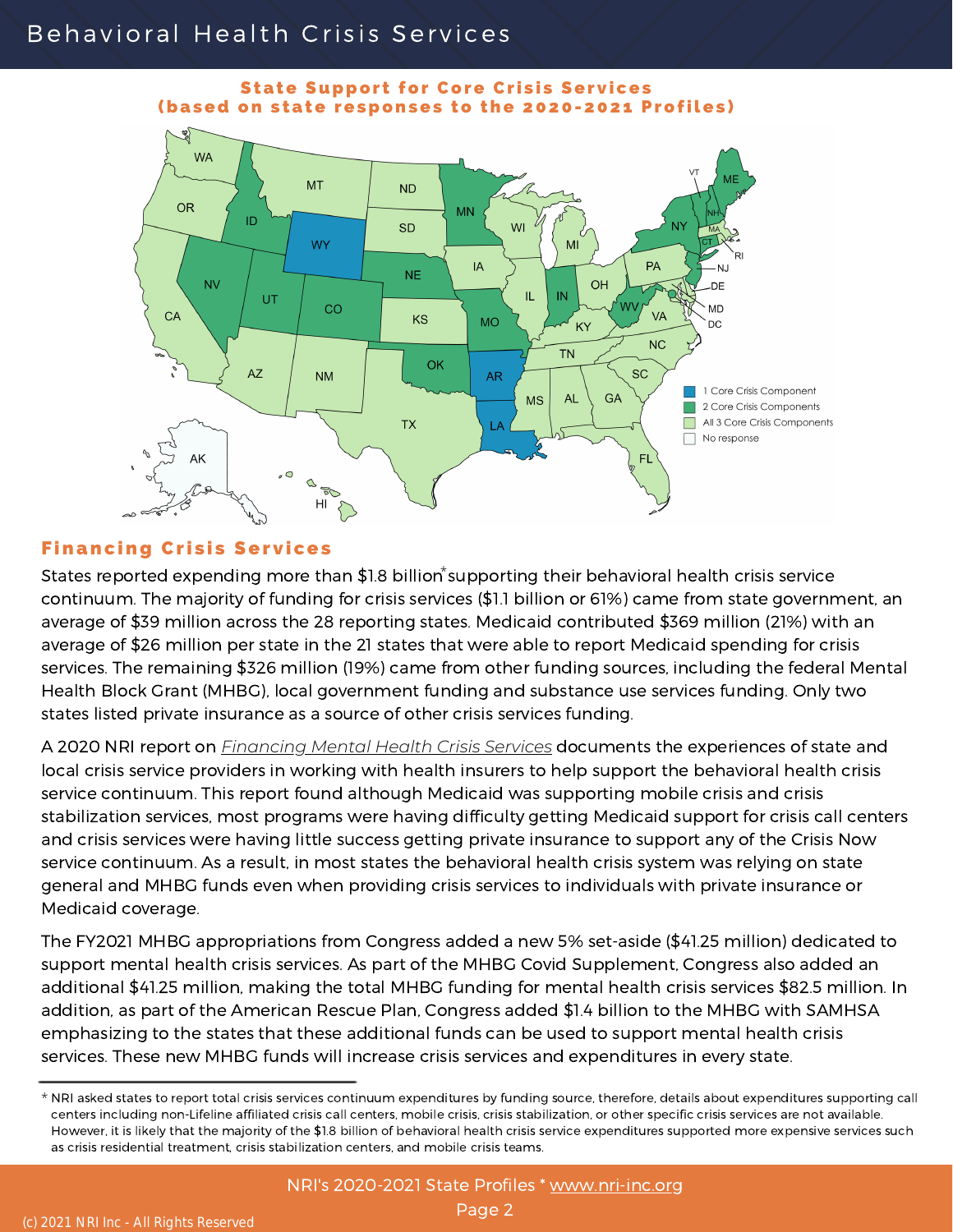## State Support for Core Crisis Services (based on state responses to the 2020-2021 Profiles)

## Financing Crisis Services

States reported expending more than $1.8 billion* supporting their behavioral health crisis service continuum. The majority of funding for crisis services ($1.1 billion or 61%) came from state government, an average of $39 million across the 28 reporting states. Medicaid contributed $369 million (21%) with an average of $26 million per state in the 21 states that were able to report Medicaid spending for crisis services. The remaining $326 million (19%) came from other funding sources, including the federal Mental Health Block Grant (MHBG), local government funding and substance use services funding. Only two states listed private insurance as a source of other crisis services funding.

A 2020 NRI report on *Financing Mental Health Crisis Services* documents the experiences of state and local crisis service providers in working with health insurers to help support the behavioral health crisis service continuum. This report found although Medicaid was supporting mobile crisis and crisis stabilization services, most programs were having difficulty getting Medicaid support for crisis call centers and crisis services were having little success getting private insurance to support any of the Crisis Now service continuum. As a result, in most states the behavioral health crisis system was relying on state general and MHBG funds even when providing crisis services to individuals with private insurance or Medicaid coverage.

The FY2021 MHBG appropriations from Congress added a new 5% set-aside ($41.25 million) dedicated to support mental health crisis services. As part of the MHBG Covid Supplement, Congress also added an additional $41.25 million, making the total MHBG funding for mental health crisis services $82.5 million. In addition, as part of the American Rescue Plan, Congress added $1.4 billion to the MHBG with SAMHSA emphasizing to the states that these additional funds can be used to support mental health crisis services. These new MHBG funds will increase crisis services and expenditures in every state.

---

* NRI asked states to report total crisis services continuum expenditures by funding source, therefore, details about expenditures supporting call centers including non-Lifeline affiliated crisis call centers, mobile crisis, crisis stabilization, or other specific crisis services are not available. However, it is likely that the majority of the $1.8 billion of behavioral health crisis service expenditures supported more expensive services such as crisis residential treatment, crisis stabilization centers, and mobile crisis teams.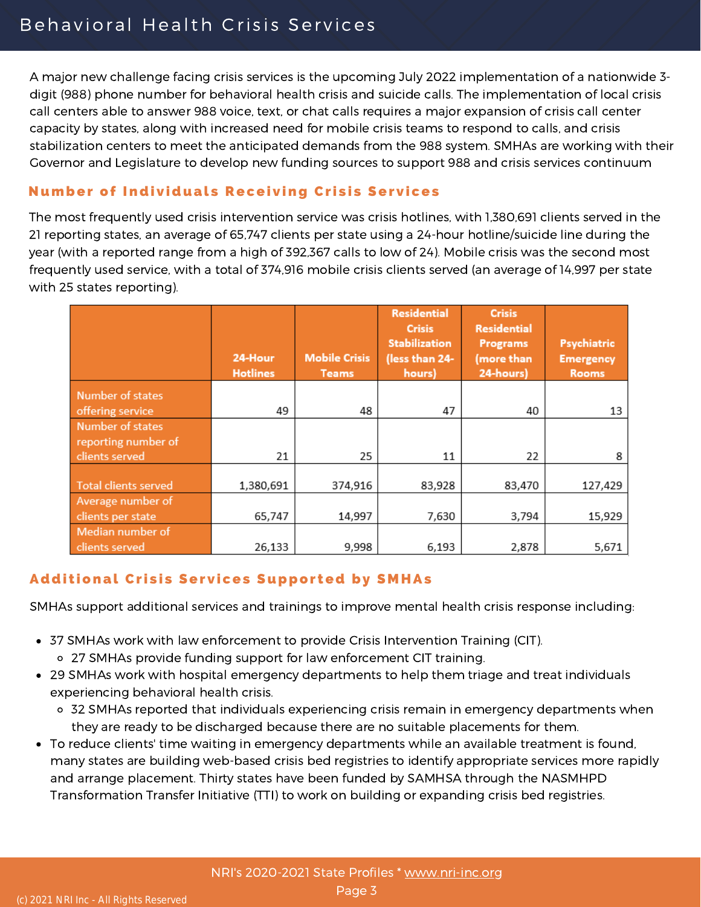# Behavioral Health Crisis Services

A major new challenge facing crisis services is the upcoming July 2022 implementation of a nationwide 3-digit (988) phone number for behavioral health crisis and suicide calls. The implementation of local crisis call centers able to answer 988 voice, text, or chat calls requires a major expansion of crisis call center capacity by states, along with increased need for mobile crisis teams to respond to calls, and crisis stabilization centers to meet the anticipated demands from the 988 system. SMHAs are working with their Governor and Legislature to develop new funding sources to support 988 and crisis services continuum

## Number of Individuals Receiving Crisis Services

The most frequently used crisis intervention service was crisis hotlines, with 1,380,691 clients served in the 21 reporting states, an average of 65,747 clients per state using a 24-hour hotline/suicide line during the year (with a reported range from a high of 392,367 calls to low of 24). Mobile crisis was the second most frequently used service, with a total of 374,916 mobile crisis clients served (an average of 14,997 per state with 25 states reporting).

| | 24-Hour Hotlines | Mobile Crisis Teams | Residential Crisis Stabilization (less than 24-hours) | Crisis Residential Programs (more than 24-hours) | Psychiatric Emergency Rooms |
|---|---|---|---|---|---|
| Number of states offering service | 49 | 48 | 47 | 40 | 13 |
| Number of states reporting number of clients served | 21 | 25 | 11 | 22 | 8 |
| Total clients served | 1,380,691 | 374,916 | 83,928 | 83,470 | 127,429 |
| Average number of clients per state | 65,747 | 14,997 | 7,630 | 3,794 | 15,929 |
| Median number of clients served | 26,133 | 9,998 | 6,193 | 2,878 | 5,671 |

## Additional Crisis Services Supported by SMHAs

SMHAs support additional services and trainings to improve mental health crisis response including:

- 37 SMHAs work with law enforcement to provide Crisis Intervention Training (CIT).
  - 27 SMHAs provide funding support for law enforcement CIT training.
- 29 SMHAs work with hospital emergency departments to help them triage and treat individuals experiencing behavioral health crisis.
  - 32 SMHAs reported that individuals experiencing crisis remain in emergency departments when they are ready to be discharged because there are no suitable placements for them.
- To reduce clients' time waiting in emergency departments while an available treatment is found, many states are building web-based crisis bed registries to identify appropriate services more rapidly and arrange placement. Thirty states have been funded by SAMHSA through the NASMHPD Transformation Transfer Initiative (TTI) to work on building or expanding crisis bed registries.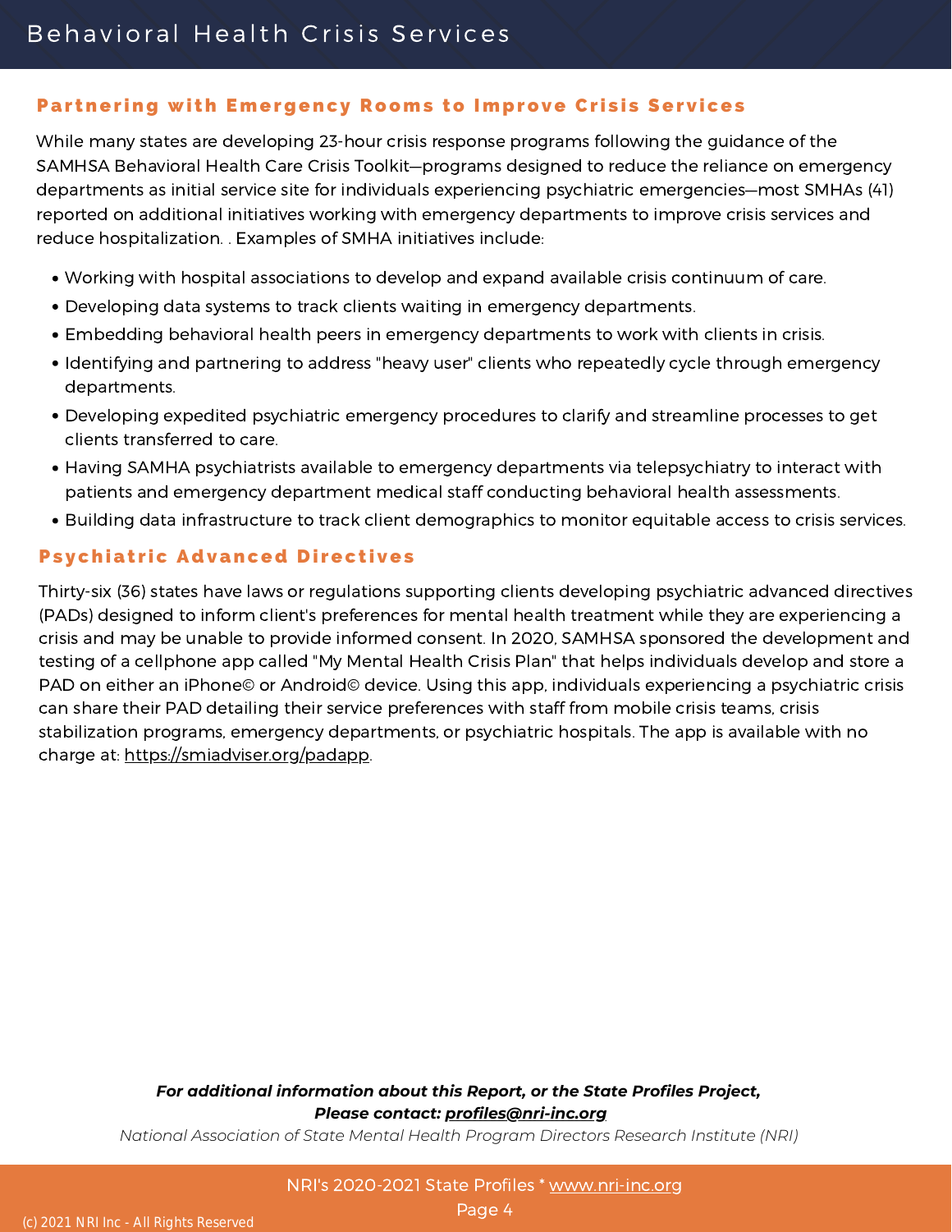## Partnering with Emergency Rooms to Improve Crisis Services

While many states are developing 23-hour crisis response programs following the guidance of the SAMHSA Behavioral Health Care Crisis Toolkit—programs designed to reduce the reliance on emergency departments as initial service site for individuals experiencing psychiatric emergencies—most SMHAs (41) reported on additional initiatives working with emergency departments to improve crisis services and reduce hospitalization. . Examples of SMHA initiatives include:

- Working with hospital associations to develop and expand available crisis continuum of care.
- Developing data systems to track clients waiting in emergency departments.
- Embedding behavioral health peers in emergency departments to work with clients in crisis.
- Identifying and partnering to address "heavy user" clients who repeatedly cycle through emergency departments.
- Developing expedited psychiatric emergency procedures to clarify and streamline processes to get clients transferred to care.
- Having SAMHA psychiatrists available to emergency departments via telepsychiatry to interact with patients and emergency department medical staff conducting behavioral health assessments.
- Building data infrastructure to track client demographics to monitor equitable access to crisis services.

## Psychiatric Advanced Directives

Thirty-six (36) states have laws or regulations supporting clients developing psychiatric advanced directives (PADs) designed to inform client's preferences for mental health treatment while they are experiencing a crisis and may be unable to provide informed consent. In 2020, SAMHSA sponsored the development and testing of a cellphone app called "My Mental Health Crisis Plan" that helps individuals develop and store a PAD on either an iPhone© or Android© device. Using this app, individuals experiencing a psychiatric crisis can share their PAD detailing their service preferences with staff from mobile crisis teams, crisis stabilization programs, emergency departments, or psychiatric hospitals. The app is available with no charge at: https://smiadviser.org/padapp.

***For additional information about this Report, or the State Profiles Project,***
***Please contact: profiles@nri-inc.org***

*National Association of State Mental Health Program Directors Research Institute (NRI)*